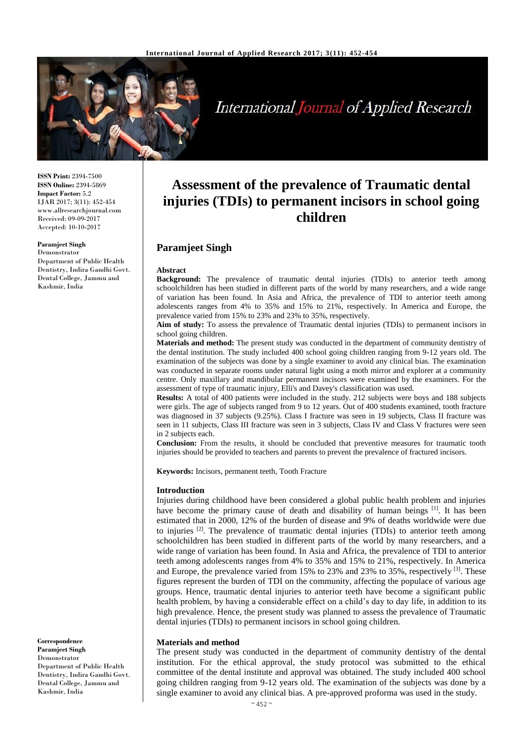# Assessment of the prevalence of Traumatic dental injuries (TDIs) to permanent incisors in school going children

## Paramjeet Singh

**ISSN Print:** 2394-7500
**ISSN Online:** 2394-5869
**Impact Factor:** 5.2
IJAR 2017; 3(11): 452-454
www.allresearchjournal.com
Received: 09-09-2017
Accepted: 10-10-2017

**Paramjeet Singh**
Demonstrator
Department of Public Health Dentistry, Indira Gandhi Govt. Dental College, Jammu and Kashmir, India

**Correspondence**
**Paramjeet Singh**
Demonstrator
Department of Public Health Dentistry, Indira Gandhi Govt. Dental College, Jammu and Kashmir, India

### Abstract

**Background:** The prevalence of traumatic dental injuries (TDIs) to anterior teeth among schoolchildren has been studied in different parts of the world by many researchers, and a wide range of variation has been found. In Asia and Africa, the prevalence of TDI to anterior teeth among adolescents ranges from 4% to 35% and 15% to 21%, respectively. In America and Europe, the prevalence varied from 15% to 23% and 23% to 35%, respectively.

**Aim of study:** To assess the prevalence of Traumatic dental injuries (TDIs) to permanent incisors in school going children.

**Materials and method:** The present study was conducted in the department of community dentistry of the dental institution. The study included 400 school going children ranging from 9-12 years old. The examination of the subjects was done by a single examiner to avoid any clinical bias. The examination was conducted in separate rooms under natural light using a moth mirror and explorer at a community centre. Only maxillary and mandibular permanent incisors were examined by the examiners. For the assessment of type of traumatic injury, Elli's and Davey's classification was used.

**Results:** A total of 400 patients were included in the study. 212 subjects were boys and 188 subjects were girls. The age of subjects ranged from 9 to 12 years. Out of 400 students examined, tooth fracture was diagnosed in 37 subjects (9.25%). Class I fracture was seen in 19 subjects, Class II fracture was seen in 11 subjects, Class III fracture was seen in 3 subjects, Class IV and Class V fractures were seen in 2 subjects each.

**Conclusion:** From the results, it should be concluded that preventive measures for traumatic tooth injuries should be provided to teachers and parents to prevent the prevalence of fractured incisors.

**Keywords:** Incisors, permanent teeth, Tooth Fracture

### Introduction

Injuries during childhood have been considered a global public health problem and injuries have become the primary cause of death and disability of human beings [1]. It has been estimated that in 2000, 12% of the burden of disease and 9% of deaths worldwide were due to injuries [2]. The prevalence of traumatic dental injuries (TDIs) to anterior teeth among schoolchildren has been studied in different parts of the world by many researchers, and a wide range of variation has been found. In Asia and Africa, the prevalence of TDI to anterior teeth among adolescents ranges from 4% to 35% and 15% to 21%, respectively. In America and Europe, the prevalence varied from 15% to 23% and 23% to 35%, respectively [3]. These figures represent the burden of TDI on the community, affecting the populace of various age groups. Hence, traumatic dental injuries to anterior teeth have become a significant public health problem, by having a considerable effect on a child's day to day life, in addition to its high prevalence. Hence, the present study was planned to assess the prevalence of Traumatic dental injuries (TDIs) to permanent incisors in school going children.

### Materials and method

The present study was conducted in the department of community dentistry of the dental institution. For the ethical approval, the study protocol was submitted to the ethical committee of the dental institute and approval was obtained. The study included 400 school going children ranging from 9-12 years old. The examination of the subjects was done by a single examiner to avoid any clinical bias. A pre-approved proforma was used in the study.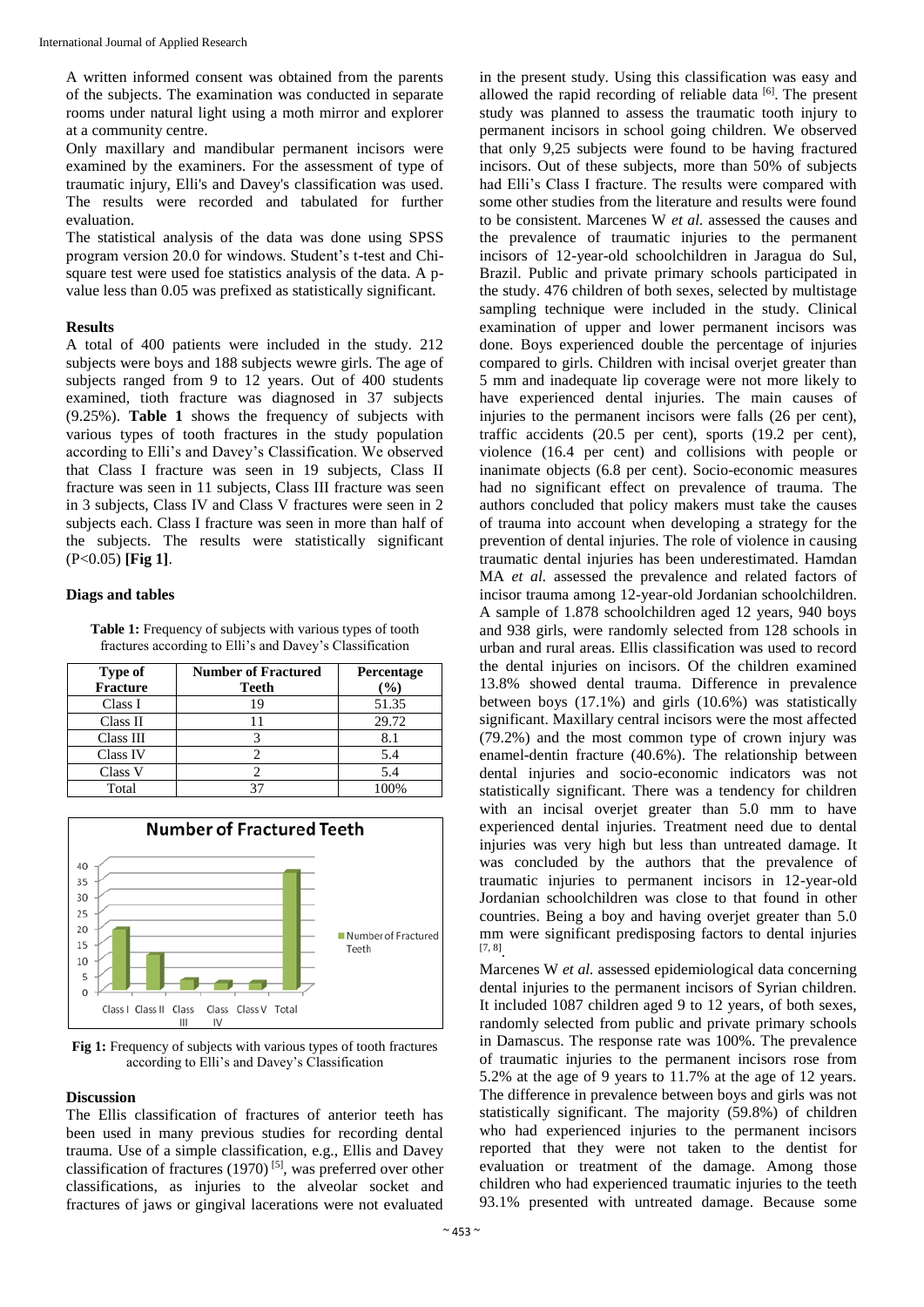A written informed consent was obtained from the parents of the subjects. The examination was conducted in separate rooms under natural light using a moth mirror and explorer at a community centre.

Only maxillary and mandibular permanent incisors were examined by the examiners. For the assessment of type of traumatic injury, Elli's and Davey's classification was used. The results were recorded and tabulated for further evaluation.

The statistical analysis of the data was done using SPSS program version 20.0 for windows. Student's t-test and Chi-square test were used foe statistics analysis of the data. A p-value less than 0.05 was prefixed as statistically significant.

## Results

A total of 400 patients were included in the study. 212 subjects were boys and 188 subjects wewre girls. The age of subjects ranged from 9 to 12 years. Out of 400 students examined, tioth fracture was diagnosed in 37 subjects (9.25%). **Table 1** shows the frequency of subjects with various types of tooth fractures in the study population according to Elli's and Davey's Classification. We observed that Class I fracture was seen in 19 subjects, Class II fracture was seen in 11 subjects, Class III fracture was seen in 3 subjects, Class IV and Class V fractures were seen in 2 subjects each. Class I fracture was seen in more than half of the subjects. The results were statistically significant (P<0.05) **[Fig 1]**.

## Diags and tables

**Table 1:** Frequency of subjects with various types of tooth fractures according to Elli's and Davey's Classification

| Type of Fracture | Number of Fractured Teeth | Percentage (%) |
|---|---|---|
| Class I | 19 | 51.35 |
| Class II | 11 | 29.72 |
| Class III | 3 | 8.1 |
| Class IV | 2 | 5.4 |
| Class V | 2 | 5.4 |
| Total | 37 | 100% |

**Fig 1:** Frequency of subjects with various types of tooth fractures according to Elli's and Davey's Classification

## Discussion

The Ellis classification of fractures of anterior teeth has been used in many previous studies for recording dental trauma. Use of a simple classification, e.g., Ellis and Davey classification of fractures (1970) [5], was preferred over other classifications, as injuries to the alveolar socket and fractures of jaws or gingival lacerations were not evaluated in the present study. Using this classification was easy and allowed the rapid recording of reliable data [6]. The present study was planned to assess the traumatic tooth injury to permanent incisors in school going children. We observed that only 9,25 subjects were found to be having fractured incisors. Out of these subjects, more than 50% of subjects had Elli's Class I fracture. The results were compared with some other studies from the literature and results were found to be consistent. Marcenes W *et al.* assessed the causes and the prevalence of traumatic injuries to the permanent incisors of 12-year-old schoolchildren in Jaragua do Sul, Brazil. Public and private primary schools participated in the study. 476 children of both sexes, selected by multistage sampling technique were included in the study. Clinical examination of upper and lower permanent incisors was done. Boys experienced double the percentage of injuries compared to girls. Children with incisal overjet greater than 5 mm and inadequate lip coverage were not more likely to have experienced dental injuries. The main causes of injuries to the permanent incisors were falls (26 per cent), traffic accidents (20.5 per cent), sports (19.2 per cent), violence (16.4 per cent) and collisions with people or inanimate objects (6.8 per cent). Socio-economic measures had no significant effect on prevalence of trauma. The authors concluded that policy makers must take the causes of trauma into account when developing a strategy for the prevention of dental injuries. The role of violence in causing traumatic dental injuries has been underestimated. Hamdan MA *et al.* assessed the prevalence and related factors of incisor trauma among 12-year-old Jordanian schoolchildren. A sample of 1.878 schoolchildren aged 12 years, 940 boys and 938 girls, were randomly selected from 128 schools in urban and rural areas. Ellis classification was used to record the dental injuries on incisors. Of the children examined 13.8% showed dental trauma. Difference in prevalence between boys (17.1%) and girls (10.6%) was statistically significant. Maxillary central incisors were the most affected (79.2%) and the most common type of crown injury was enamel-dentin fracture (40.6%). The relationship between dental injuries and socio-economic indicators was not statistically significant. There was a tendency for children with an incisal overjet greater than 5.0 mm to have experienced dental injuries. Treatment need due to dental injuries was very high but less than untreated damage. It was concluded by the authors that the prevalence of traumatic injuries to permanent incisors in 12-year-old Jordanian schoolchildren was close to that found in other countries. Being a boy and having overjet greater than 5.0 mm were significant predisposing factors to dental injuries [7, 8].

Marcenes W *et al.* assessed epidemiological data concerning dental injuries to the permanent incisors of Syrian children. It included 1087 children aged 9 to 12 years, of both sexes, randomly selected from public and private primary schools in Damascus. The response rate was 100%. The prevalence of traumatic injuries to the permanent incisors rose from 5.2% at the age of 9 years to 11.7% at the age of 12 years. The difference in prevalence between boys and girls was not statistically significant. The majority (59.8%) of children who had experienced injuries to the permanent incisors reported that they were not taken to the dentist for evaluation or treatment of the damage. Among those children who had experienced traumatic injuries to the teeth 93.1% presented with untreated damage. Because some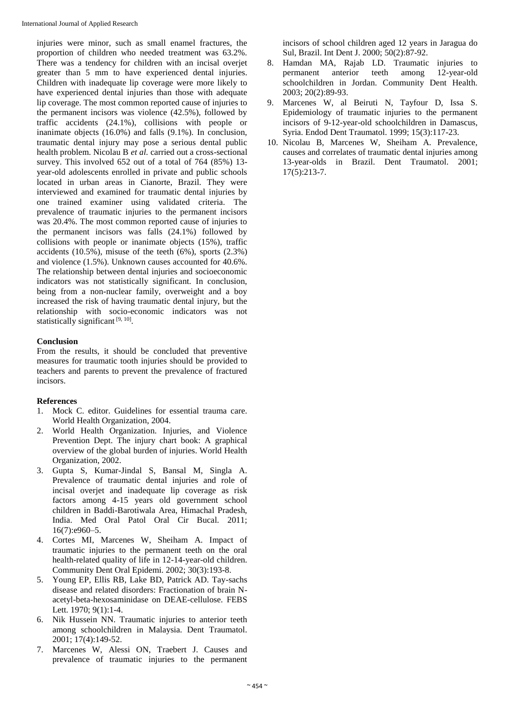injuries were minor, such as small enamel fractures, the proportion of children who needed treatment was 63.2%. There was a tendency for children with an incisal overjet greater than 5 mm to have experienced dental injuries. Children with inadequate lip coverage were more likely to have experienced dental injuries than those with adequate lip coverage. The most common reported cause of injuries to the permanent incisors was violence (42.5%), followed by traffic accidents (24.1%), collisions with people or inanimate objects (16.0%) and falls (9.1%). In conclusion, traumatic dental injury may pose a serious dental public health problem. Nicolau B *et al.* carried out a cross-sectional survey. This involved 652 out of a total of 764 (85%) 13-year-old adolescents enrolled in private and public schools located in urban areas in Cianorte, Brazil. They were interviewed and examined for traumatic dental injuries by one trained examiner using validated criteria. The prevalence of traumatic injuries to the permanent incisors was 20.4%. The most common reported cause of injuries to the permanent incisors was falls (24.1%) followed by collisions with people or inanimate objects (15%), traffic accidents (10.5%), misuse of the teeth (6%), sports (2.3%) and violence (1.5%). Unknown causes accounted for 40.6%. The relationship between dental injuries and socioeconomic indicators was not statistically significant. In conclusion, being from a non-nuclear family, overweight and a boy increased the risk of having traumatic dental injury, but the relationship with socio-economic indicators was not statistically significant [9, 10].

**Conclusion**

From the results, it should be concluded that preventive measures for traumatic tooth injuries should be provided to teachers and parents to prevent the prevalence of fractured incisors.

**References**

1. Mock C. editor. Guidelines for essential trauma care. World Health Organization, 2004.
2. World Health Organization. Injuries, and Violence Prevention Dept. The injury chart book: A graphical overview of the global burden of injuries. World Health Organization, 2002.
3. Gupta S, Kumar-Jindal S, Bansal M, Singla A. Prevalence of traumatic dental injuries and role of incisal overjet and inadequate lip coverage as risk factors among 4-15 years old government school children in Baddi-Barotiwala Area, Himachal Pradesh, India. Med Oral Patol Oral Cir Bucal. 2011; 16(7):e960–5.
4. Cortes MI, Marcenes W, Sheiham A. Impact of traumatic injuries to the permanent teeth on the oral health-related quality of life in 12-14-year-old children. Community Dent Oral Epidemi. 2002; 30(3):193-8.
5. Young EP, Ellis RB, Lake BD, Patrick AD. Tay-sachs disease and related disorders: Fractionation of brain N-acetyl-beta-hexosaminidase on DEAE-cellulose. FEBS Lett. 1970; 9(1):1-4.
6. Nik Hussein NN. Traumatic injuries to anterior teeth among schoolchildren in Malaysia. Dent Traumatol. 2001; 17(4):149-52.
7. Marcenes W, Alessi ON, Traebert J. Causes and prevalence of traumatic injuries to the permanent incisors of school children aged 12 years in Jaragua do Sul, Brazil. Int Dent J. 2000; 50(2):87-92.
8. Hamdan MA, Rajab LD. Traumatic injuries to permanent anterior teeth among 12-year-old schoolchildren in Jordan. Community Dent Health. 2003; 20(2):89-93.
9. Marcenes W, al Beiruti N, Tayfour D, Issa S. Epidemiology of traumatic injuries to the permanent incisors of 9-12-year-old schoolchildren in Damascus, Syria. Endod Dent Traumatol. 1999; 15(3):117-23.
10. Nicolau B, Marcenes W, Sheiham A. Prevalence, causes and correlates of traumatic dental injuries among 13-year-olds in Brazil. Dent Traumatol. 2001; 17(5):213-7.